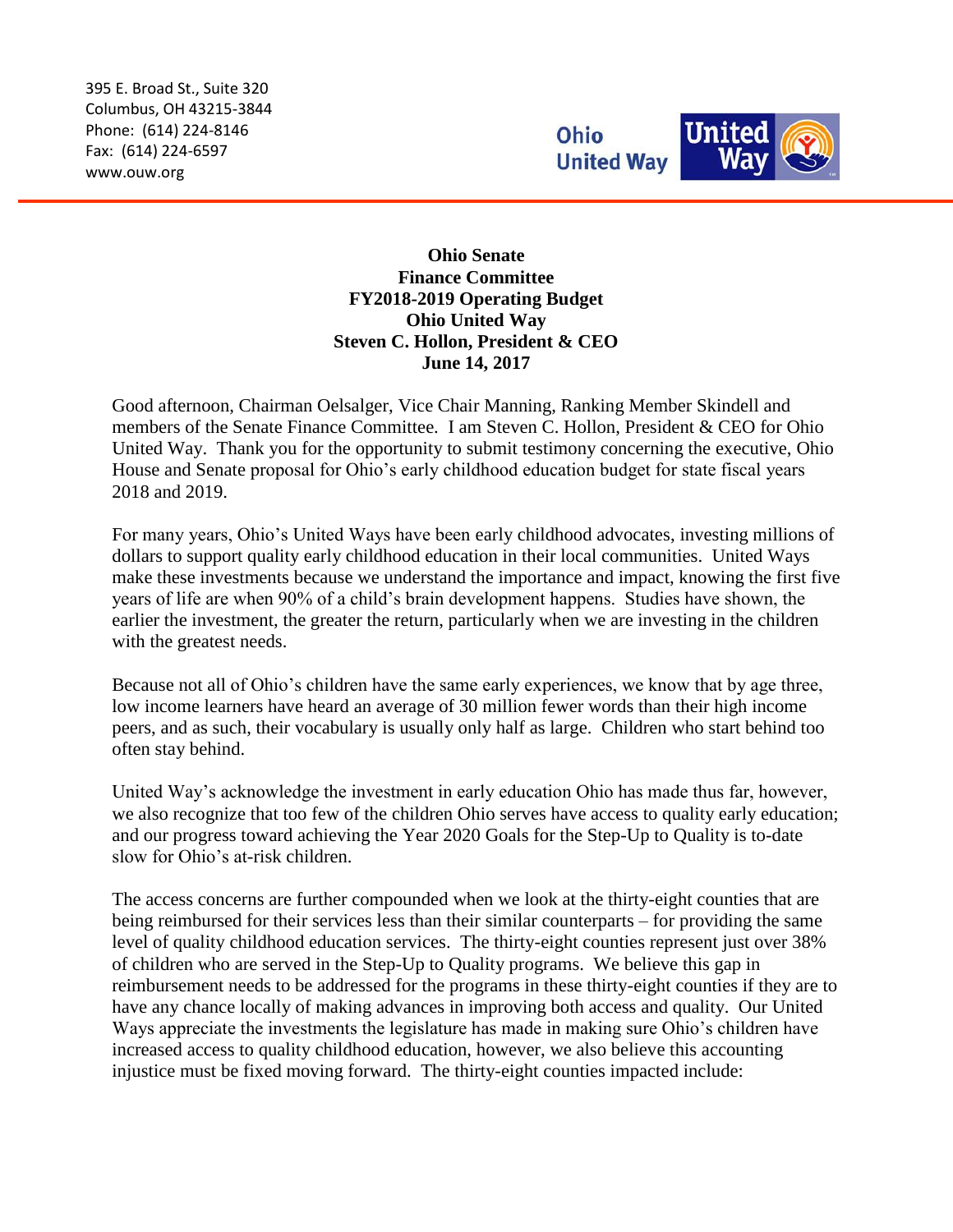395 E. Broad St., Suite 320
Columbus, OH 43215-3844
Phone: (614) 224-8146
Fax: (614) 224-6597
www.ouw.org

Ohio United Way

**Ohio Senate**
**Finance Committee**
**FY2018-2019 Operating Budget**
**Ohio United Way**
**Steven C. Hollon, President & CEO**
**June 14, 2017**

Good afternoon, Chairman Oelsalger, Vice Chair Manning, Ranking Member Skindell and members of the Senate Finance Committee. I am Steven C. Hollon, President & CEO for Ohio United Way. Thank you for the opportunity to submit testimony concerning the executive, Ohio House and Senate proposal for Ohio's early childhood education budget for state fiscal years 2018 and 2019.

For many years, Ohio's United Ways have been early childhood advocates, investing millions of dollars to support quality early childhood education in their local communities. United Ways make these investments because we understand the importance and impact, knowing the first five years of life are when 90% of a child's brain development happens. Studies have shown, the earlier the investment, the greater the return, particularly when we are investing in the children with the greatest needs.

Because not all of Ohio's children have the same early experiences, we know that by age three, low income learners have heard an average of 30 million fewer words than their high income peers, and as such, their vocabulary is usually only half as large. Children who start behind too often stay behind.

United Way's acknowledge the investment in early education Ohio has made thus far, however, we also recognize that too few of the children Ohio serves have access to quality early education; and our progress toward achieving the Year 2020 Goals for the Step-Up to Quality is to-date slow for Ohio's at-risk children.

The access concerns are further compounded when we look at the thirty-eight counties that are being reimbursed for their services less than their similar counterparts – for providing the same level of quality childhood education services. The thirty-eight counties represent just over 38% of children who are served in the Step-Up to Quality programs. We believe this gap in reimbursement needs to be addressed for the programs in these thirty-eight counties if they are to have any chance locally of making advances in improving both access and quality. Our United Ways appreciate the investments the legislature has made in making sure Ohio's children have increased access to quality childhood education, however, we also believe this accounting injustice must be fixed moving forward. The thirty-eight counties impacted include: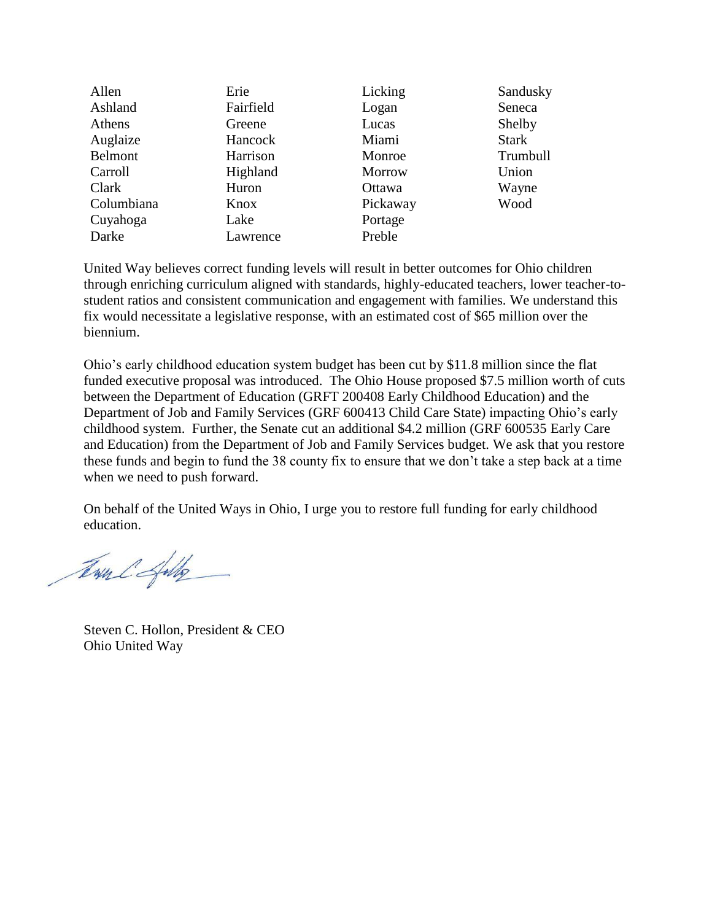| | | | |
|---|---|---|---|
| Allen | Erie | Licking | Sandusky |
| Ashland | Fairfield | Logan | Seneca |
| Athens | Greene | Lucas | Shelby |
| Auglaize | Hancock | Miami | Stark |
| Belmont | Harrison | Monroe | Trumbull |
| Carroll | Highland | Morrow | Union |
| Clark | Huron | Ottawa | Wayne |
| Columbiana | Knox | Pickaway | Wood |
| Cuyahoga | Lake | Portage | |
| Darke | Lawrence | Preble | |

United Way believes correct funding levels will result in better outcomes for Ohio children through enriching curriculum aligned with standards, highly-educated teachers, lower teacher-to-student ratios and consistent communication and engagement with families. We understand this fix would necessitate a legislative response, with an estimated cost of $65 million over the biennium.

Ohio's early childhood education system budget has been cut by $11.8 million since the flat funded executive proposal was introduced. The Ohio House proposed $7.5 million worth of cuts between the Department of Education (GRFT 200408 Early Childhood Education) and the Department of Job and Family Services (GRF 600413 Child Care State) impacting Ohio's early childhood system. Further, the Senate cut an additional $4.2 million (GRF 600535 Early Care and Education) from the Department of Job and Family Services budget. We ask that you restore these funds and begin to fund the 38 county fix to ensure that we don't take a step back at a time when we need to push forward.

On behalf of the United Ways in Ohio, I urge you to restore full funding for early childhood education.

Steven C. Hollon, President & CEO
Ohio United Way